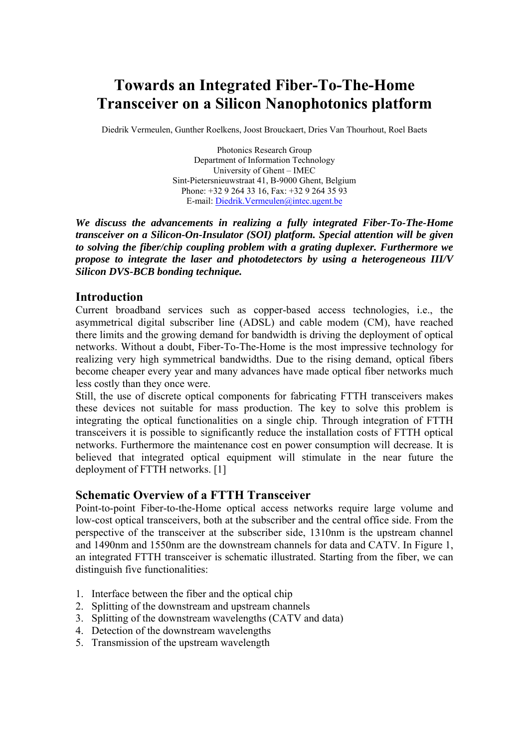# Towards an Integrated Fiber-To-The-Home Transceiver on a Silicon Nanophotonics platform

Diedrik Vermeulen, Gunther Roelkens, Joost Brouckaert, Dries Van Thourhout, Roel Baets

Photonics Research Group
Department of Information Technology
University of Ghent – IMEC
Sint-Pietersnieuwstraat 41, B-9000 Ghent, Belgium
Phone: +32 9 264 33 16, Fax: +32 9 264 35 93
E-mail: Diedrik.Vermeulen@intec.ugent.be

***We discuss the advancements in realizing a fully integrated Fiber-To-The-Home transceiver on a Silicon-On-Insulator (SOI) platform. Special attention will be given to solving the fiber/chip coupling problem with a grating duplexer. Furthermore we propose to integrate the laser and photodetectors by using a heterogeneous III/V Silicon DVS-BCB bonding technique.***

## Introduction

Current broadband services such as copper-based access technologies, i.e., the asymmetrical digital subscriber line (ADSL) and cable modem (CM), have reached there limits and the growing demand for bandwidth is driving the deployment of optical networks. Without a doubt, Fiber-To-The-Home is the most impressive technology for realizing very high symmetrical bandwidths. Due to the rising demand, optical fibers become cheaper every year and many advances have made optical fiber networks much less costly than they once were.

Still, the use of discrete optical components for fabricating FTTH transceivers makes these devices not suitable for mass production. The key to solve this problem is integrating the optical functionalities on a single chip. Through integration of FTTH transceivers it is possible to significantly reduce the installation costs of FTTH optical networks. Furthermore the maintenance cost en power consumption will decrease. It is believed that integrated optical equipment will stimulate in the near future the deployment of FTTH networks. [1]

## Schematic Overview of a FTTH Transceiver

Point-to-point Fiber-to-the-Home optical access networks require large volume and low-cost optical transceivers, both at the subscriber and the central office side. From the perspective of the transceiver at the subscriber side, 1310nm is the upstream channel and 1490nm and 1550nm are the downstream channels for data and CATV. In Figure 1, an integrated FTTH transceiver is schematic illustrated. Starting from the fiber, we can distinguish five functionalities:

1. Interface between the fiber and the optical chip
2. Splitting of the downstream and upstream channels
3. Splitting of the downstream wavelengths (CATV and data)
4. Detection of the downstream wavelengths
5. Transmission of the upstream wavelength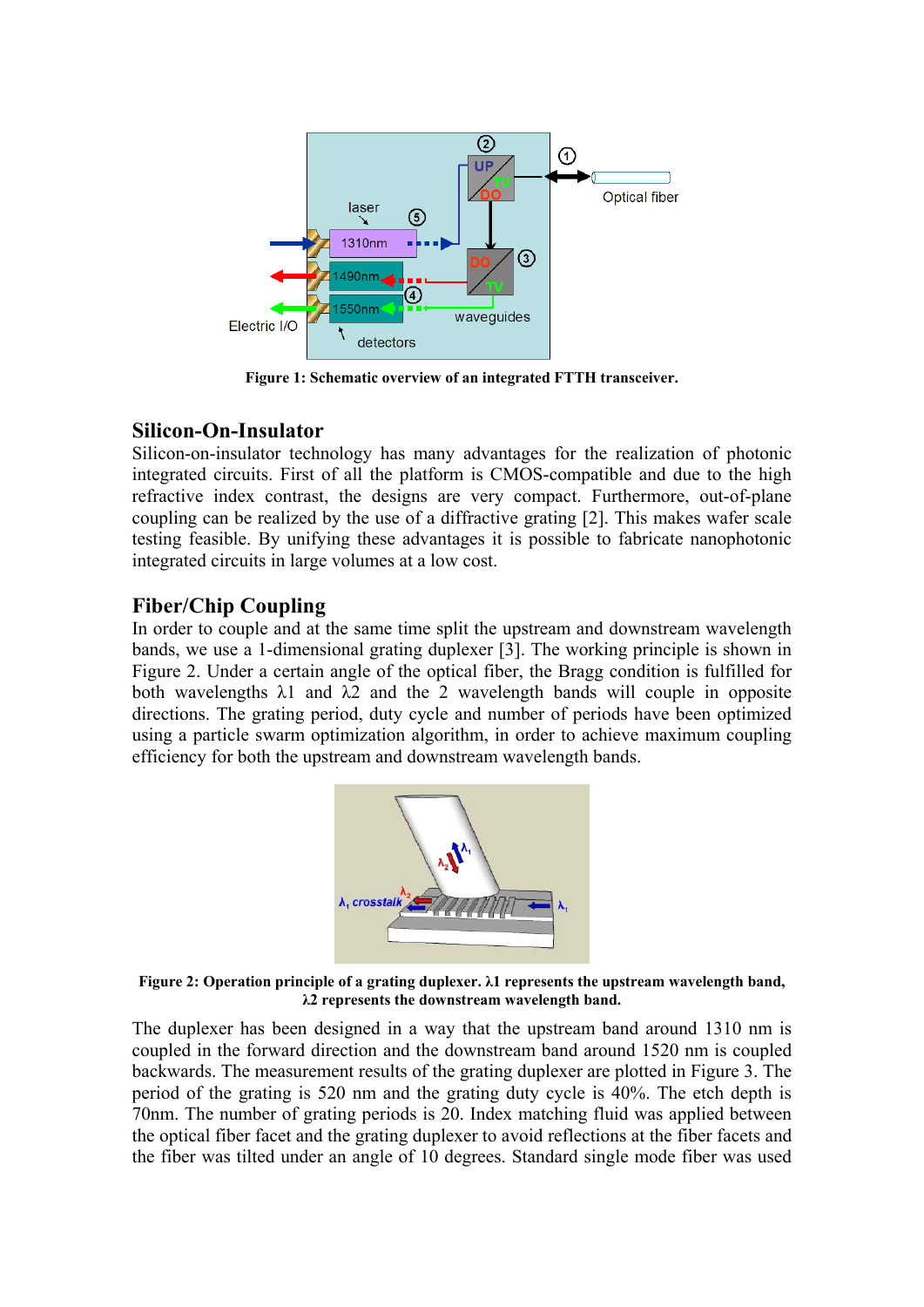**Figure 1: Schematic overview of an integrated FTTH transceiver.**

## Silicon-On-Insulator

Silicon-on-insulator technology has many advantages for the realization of photonic integrated circuits. First of all the platform is CMOS-compatible and due to the high refractive index contrast, the designs are very compact. Furthermore, out-of-plane coupling can be realized by the use of a diffractive grating [2]. This makes wafer scale testing feasible. By unifying these advantages it is possible to fabricate nanophotonic integrated circuits in large volumes at a low cost.

## Fiber/Chip Coupling

In order to couple and at the same time split the upstream and downstream wavelength bands, we use a 1-dimensional grating duplexer [3]. The working principle is shown in Figure 2. Under a certain angle of the optical fiber, the Bragg condition is fulfilled for both wavelengths $\lambda 1$ and $\lambda 2$ and the 2 wavelength bands will couple in opposite directions. The grating period, duty cycle and number of periods have been optimized using a particle swarm optimization algorithm, in order to achieve maximum coupling efficiency for both the upstream and downstream wavelength bands.

**Figure 2: Operation principle of a grating duplexer. $\lambda 1$ represents the upstream wavelength band, $\lambda 2$ represents the downstream wavelength band.**

The duplexer has been designed in a way that the upstream band around 1310 nm is coupled in the forward direction and the downstream band around 1520 nm is coupled backwards. The measurement results of the grating duplexer are plotted in Figure 3. The period of the grating is 520 nm and the grating duty cycle is 40%. The etch depth is 70nm. The number of grating periods is 20. Index matching fluid was applied between the optical fiber facet and the grating duplexer to avoid reflections at the fiber facets and the fiber was tilted under an angle of 10 degrees. Standard single mode fiber was used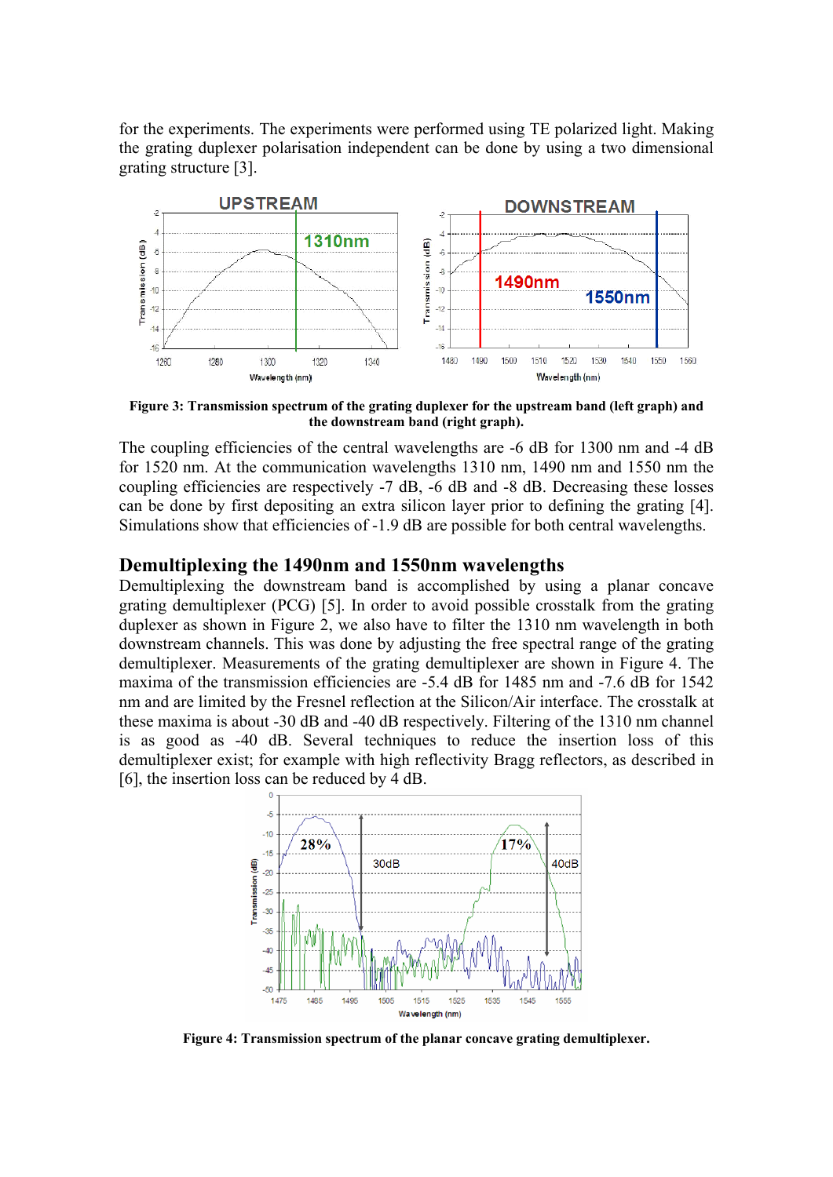for the experiments. The experiments were performed using TE polarized light. Making the grating duplexer polarisation independent can be done by using a two dimensional grating structure [3].

**Figure 3: Transmission spectrum of the grating duplexer for the upstream band (left graph) and the downstream band (right graph).**

The coupling efficiencies of the central wavelengths are -6 dB for 1300 nm and -4 dB for 1520 nm. At the communication wavelengths 1310 nm, 1490 nm and 1550 nm the coupling efficiencies are respectively -7 dB, -6 dB and -8 dB. Decreasing these losses can be done by first depositing an extra silicon layer prior to defining the grating [4]. Simulations show that efficiencies of -1.9 dB are possible for both central wavelengths.

## Demultiplexing the 1490nm and 1550nm wavelengths

Demultiplexing the downstream band is accomplished by using a planar concave grating demultiplexer (PCG) [5]. In order to avoid possible crosstalk from the grating duplexer as shown in Figure 2, we also have to filter the 1310 nm wavelength in both downstream channels. This was done by adjusting the free spectral range of the grating demultiplexer. Measurements of the grating demultiplexer are shown in Figure 4. The maxima of the transmission efficiencies are -5.4 dB for 1485 nm and -7.6 dB for 1542 nm and are limited by the Fresnel reflection at the Silicon/Air interface. The crosstalk at these maxima is about -30 dB and -40 dB respectively. Filtering of the 1310 nm channel is as good as -40 dB. Several techniques to reduce the insertion loss of this demultiplexer exist; for example with high reflectivity Bragg reflectors, as described in [6], the insertion loss can be reduced by 4 dB.

**Figure 4: Transmission spectrum of the planar concave grating demultiplexer.**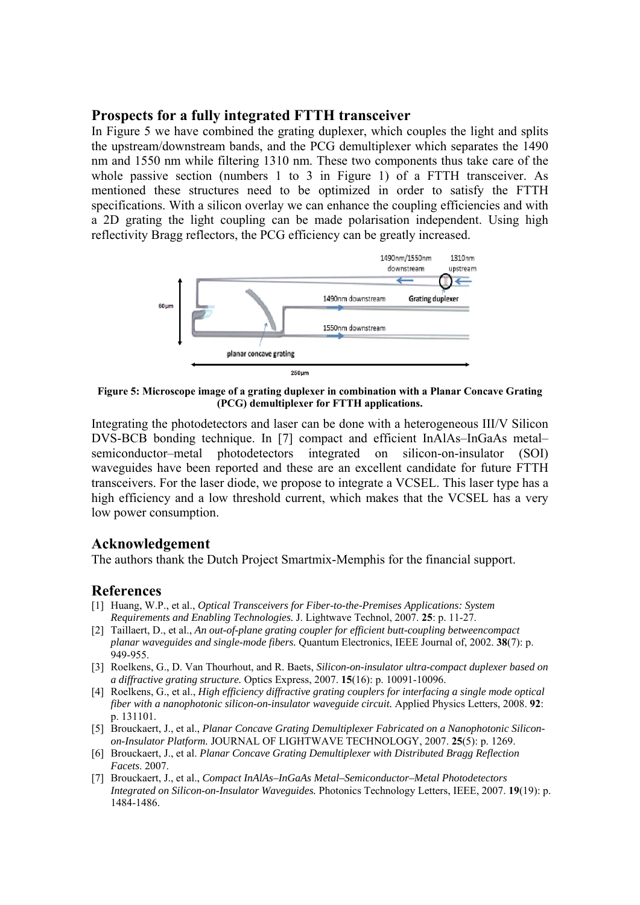## Prospects for a fully integrated FTTH transceiver

In Figure 5 we have combined the grating duplexer, which couples the light and splits the upstream/downstream bands, and the PCG demultiplexer which separates the 1490 nm and 1550 nm while filtering 1310 nm. These two components thus take care of the whole passive section (numbers 1 to 3 in Figure 1) of a FTTH transceiver. As mentioned these structures need to be optimized in order to satisfy the FTTH specifications. With a silicon overlay we can enhance the coupling efficiencies and with a 2D grating the light coupling can be made polarisation independent. Using high reflectivity Bragg reflectors, the PCG efficiency can be greatly increased.

1490nm/1550nm downstream
1310nm upstream
Grating duplexer
1490nm downstream
1550nm downstream
60µm
planar concave grating
250µm

**Figure 5: Microscope image of a grating duplexer in combination with a Planar Concave Grating (PCG) demultiplexer for FTTH applications.**

Integrating the photodetectors and laser can be done with a heterogeneous III/V Silicon DVS-BCB bonding technique. In [7] compact and efficient InAlAs–InGaAs metal–semiconductor–metal photodetectors integrated on silicon-on-insulator (SOI) waveguides have been reported and these are an excellent candidate for future FTTH transceivers. For the laser diode, we propose to integrate a VCSEL. This laser type has a high efficiency and a low threshold current, which makes that the VCSEL has a very low power consumption.

## Acknowledgement

The authors thank the Dutch Project Smartmix-Memphis for the financial support.

## References

[1] Huang, W.P., et al., *Optical Transceivers for Fiber-to-the-Premises Applications: System Requirements and Enabling Technologies.* J. Lightwave Technol, 2007. **25**: p. 11-27.

[2] Taillaert, D., et al., *An out-of-plane grating coupler for efficient butt-coupling betweencompact planar waveguides and single-mode fibers.* Quantum Electronics, IEEE Journal of, 2002. **38**(7): p. 949-955.

[3] Roelkens, G., D. Van Thourhout, and R. Baets, *Silicon-on-insulator ultra-compact duplexer based on a diffractive grating structure.* Optics Express, 2007. **15**(16): p. 10091-10096.

[4] Roelkens, G., et al., *High efficiency diffractive grating couplers for interfacing a single mode optical fiber with a nanophotonic silicon-on-insulator waveguide circuit.* Applied Physics Letters, 2008. **92**: p. 131101.

[5] Brouckaert, J., et al., *Planar Concave Grating Demultiplexer Fabricated on a Nanophotonic Silicon-on-Insulator Platform.* JOURNAL OF LIGHTWAVE TECHNOLOGY, 2007. **25**(5): p. 1269.

[6] Brouckaert, J., et al. *Planar Concave Grating Demultiplexer with Distributed Bragg Reflection Facets*. 2007.

[7] Brouckaert, J., et al., *Compact InAlAs–InGaAs Metal–Semiconductor–Metal Photodetectors Integrated on Silicon-on-Insulator Waveguides.* Photonics Technology Letters, IEEE, 2007. **19**(19): p. 1484-1486.